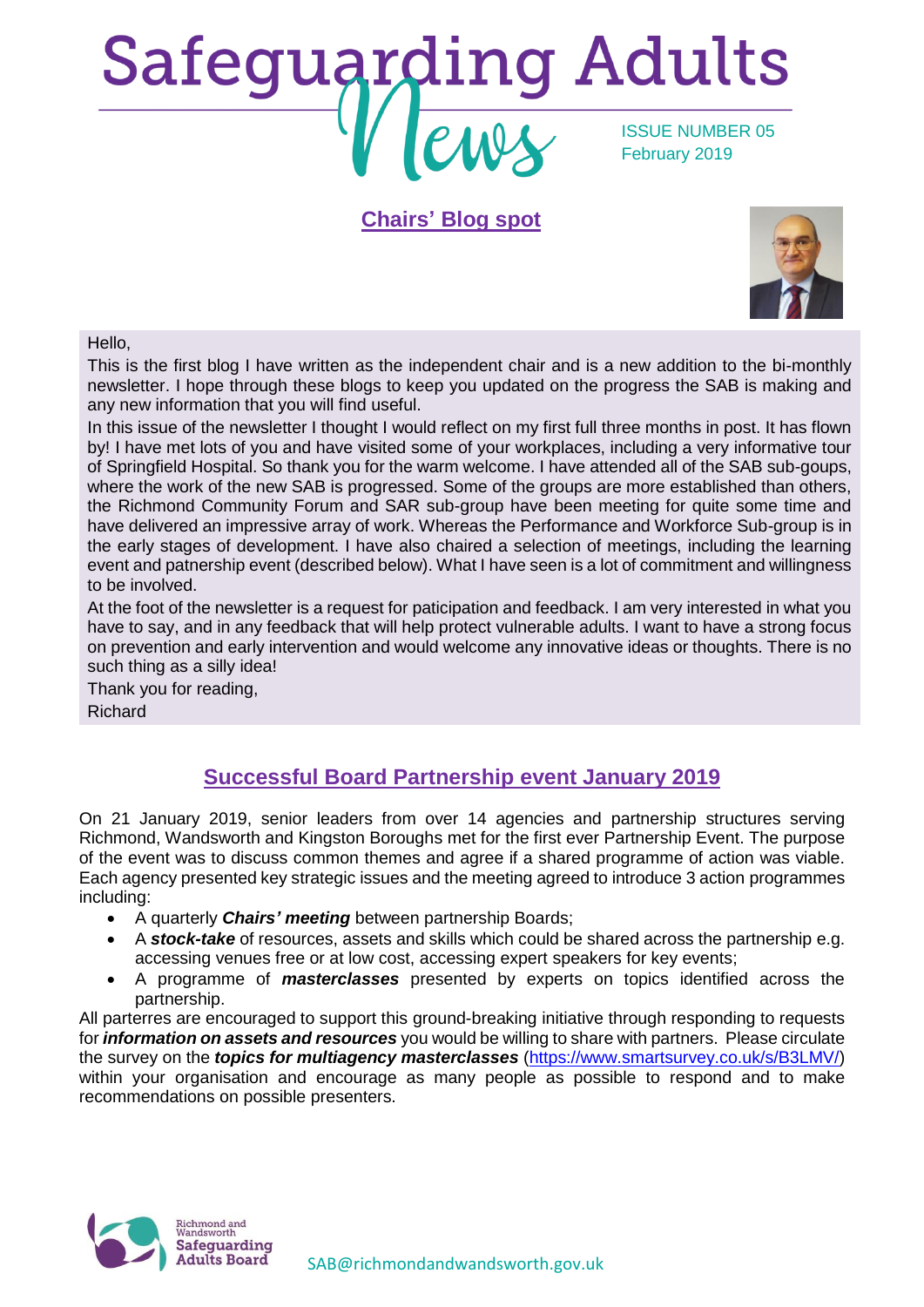# Safeguarding Adults News

ISSUE NUMBER 05
February 2019

## Chairs' Blog spot

Hello,

This is the first blog I have written as the independent chair and is a new addition to the bi-monthly newsletter. I hope through these blogs to keep you updated on the progress the SAB is making and any new information that you will find useful.

In this issue of the newsletter I thought I would reflect on my first full three months in post. It has flown by! I have met lots of you and have visited some of your workplaces, including a very informative tour of Springfield Hospital. So thank you for the warm welcome. I have attended all of the SAB sub-goups, where the work of the new SAB is progressed. Some of the groups are more established than others, the Richmond Community Forum and SAR sub-group have been meeting for quite some time and have delivered an impressive array of work. Whereas the Performance and Workforce Sub-group is in the early stages of development. I have also chaired a selection of meetings, including the learning event and patnership event (described below). What I have seen is a lot of commitment and willingness to be involved.

At the foot of the newsletter is a request for paticipation and feedback. I am very interested in what you have to say, and in any feedback that will help protect vulnerable adults. I want to have a strong focus on prevention and early intervention and would welcome any innovative ideas or thoughts. There is no such thing as a silly idea!

Thank you for reading,

Richard

## Successful Board Partnership event January 2019

On 21 January 2019, senior leaders from over 14 agencies and partnership structures serving Richmond, Wandsworth and Kingston Boroughs met for the first ever Partnership Event. The purpose of the event was to discuss common themes and agree if a shared programme of action was viable. Each agency presented key strategic issues and the meeting agreed to introduce 3 action programmes including:

- A quarterly ***Chairs' meeting*** between partnership Boards;
- A ***stock-take*** of resources, assets and skills which could be shared across the partnership e.g. accessing venues free or at low cost, accessing expert speakers for key events;
- A programme of ***masterclasses*** presented by experts on topics identified across the partnership.

All parterres are encouraged to support this ground-breaking initiative through responding to requests for ***information on assets and resources*** you would be willing to share with partners. Please circulate the survey on the ***topics for multiagency masterclasses*** (https://www.smartsurvey.co.uk/s/B3LMV/) within your organisation and encourage as many people as possible to respond and to make recommendations on possible presenters.

Richmond and Wandsworth Safeguarding Adults Board

SAB@richmondandwandsworth.gov.uk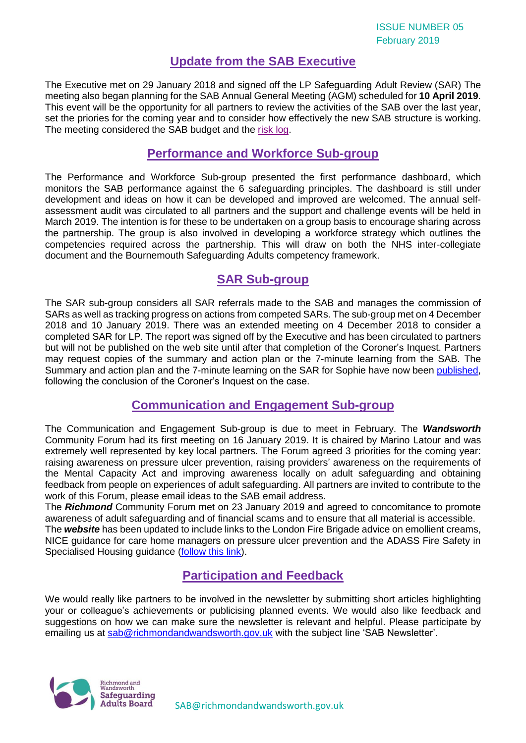ISSUE NUMBER 05
February 2019

## Update from the SAB Executive

The Executive met on 29 January 2018 and signed off the LP Safeguarding Adult Review (SAR) The meeting also began planning for the SAB Annual General Meeting (AGM) scheduled for **10 April 2019**. This event will be the opportunity for all partners to review the activities of the SAB over the last year, set the priories for the coming year and to consider how effectively the new SAB structure is working. The meeting considered the SAB budget and the risk log.

## Performance and Workforce Sub-group

The Performance and Workforce Sub-group presented the first performance dashboard, which monitors the SAB performance against the 6 safeguarding principles. The dashboard is still under development and ideas on how it can be developed and improved are welcomed. The annual self-assessment audit was circulated to all partners and the support and challenge events will be held in March 2019. The intention is for these to be undertaken on a group basis to encourage sharing across the partnership. The group is also involved in developing a workforce strategy which outlines the competencies required across the partnership. This will draw on both the NHS inter-collegiate document and the Bournemouth Safeguarding Adults competency framework.

## SAR Sub-group

The SAR sub-group considers all SAR referrals made to the SAB and manages the commission of SARs as well as tracking progress on actions from competed SARs. The sub-group met on 4 December 2018 and 10 January 2019. There was an extended meeting on 4 December 2018 to consider a completed SAR for LP. The report was signed off by the Executive and has been circulated to partners but will not be published on the web site until after that completion of the Coroner's Inquest. Partners may request copies of the summary and action plan or the 7-minute learning from the SAB. The Summary and action plan and the 7-minute learning on the SAR for Sophie have now been published, following the conclusion of the Coroner's Inquest on the case.

## Communication and Engagement Sub-group

The Communication and Engagement Sub-group is due to meet in February. The ***Wandsworth*** Community Forum had its first meeting on 16 January 2019. It is chaired by Marino Latour and was extremely well represented by key local partners. The Forum agreed 3 priorities for the coming year: raising awareness on pressure ulcer prevention, raising providers' awareness on the requirements of the Mental Capacity Act and improving awareness locally on adult safeguarding and obtaining feedback from people on experiences of adult safeguarding. All partners are invited to contribute to the work of this Forum, please email ideas to the SAB email address.

The ***Richmond*** Community Forum met on 23 January 2019 and agreed to concomitance to promote awareness of adult safeguarding and of financial scams and to ensure that all material is accessible.

The ***website*** has been updated to include links to the London Fire Brigade advice on emollient creams, NICE guidance for care home managers on pressure ulcer prevention and the ADASS Fire Safety in Specialised Housing guidance (follow this link).

## Participation and Feedback

We would really like partners to be involved in the newsletter by submitting short articles highlighting your or colleague's achievements or publicising planned events. We would also like feedback and suggestions on how we can make sure the newsletter is relevant and helpful. Please participate by emailing us at sab@richmondandwandsworth.gov.uk with the subject line 'SAB Newsletter'.

Richmond and Wandsworth Safeguarding Adults Board

SAB@richmondandwandsworth.gov.uk